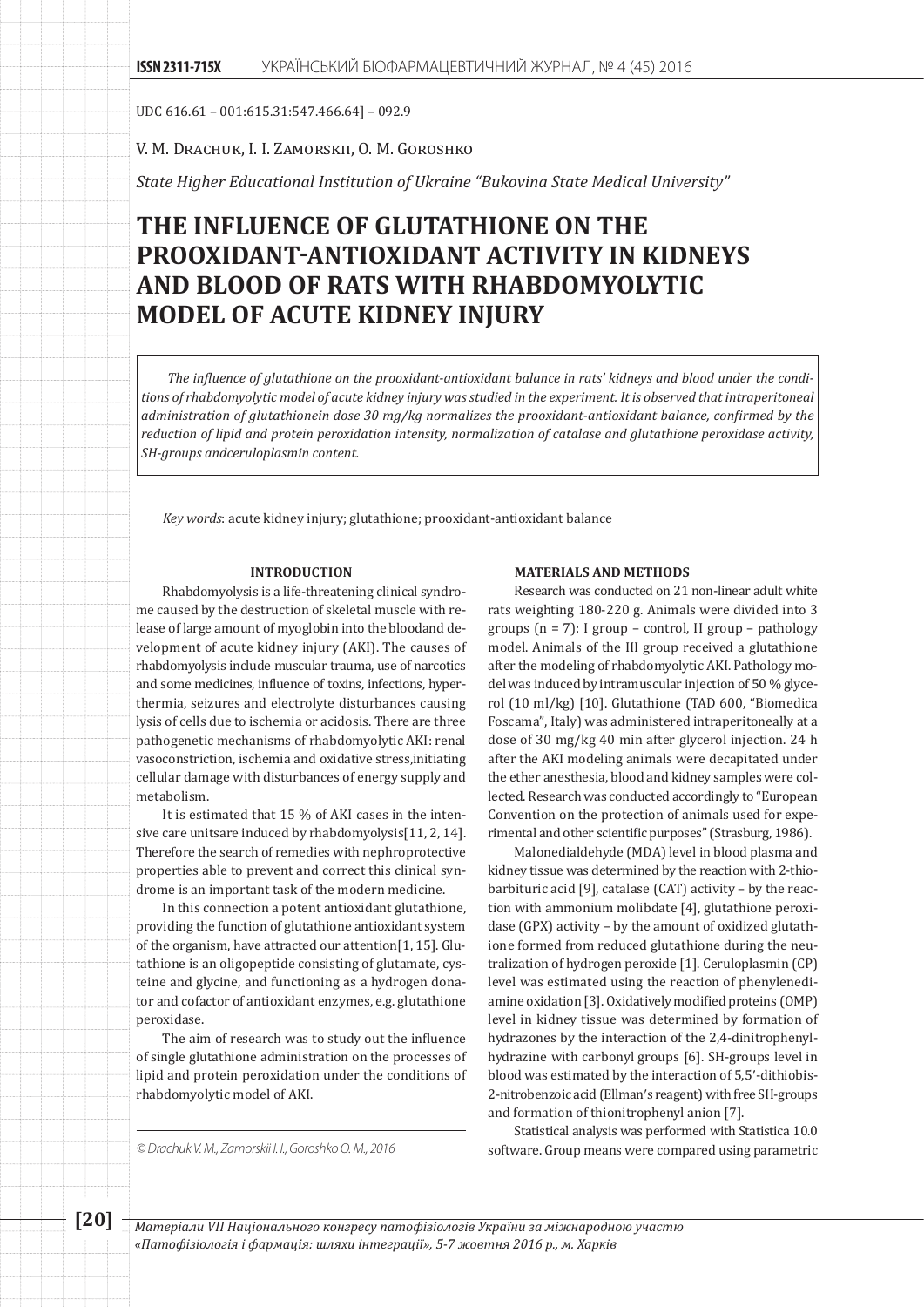UDC 616.61 – 001:615.31:547.466.64] – 092.9

V. M. Drachuk, I. I. Zamorskii, O. M. Goroshko

*State Higher Educational Institution of Ukraine "Bukovina State Medical University"*

# THE INFLUENCE OF GLUTATHIONE ON THE PROOXIDANT-ANTIOXIDANT ACTIVITY IN KIDNEYS AND BLOOD OF RATS WITH RHABDOMYOLYTIC MODEL OF ACUTE KIDNEY INJURY

*The influence of glutathione on the prooxidant-antioxidant balance in rats' kidneys and blood under the conditions of rhabdomyolytic model of acute kidney injury was studied in the experiment. It is observed that intraperitoneal administration of glutathionein dose 30 mg/kg normalizes the prooxidant-antioxidant balance, confirmed by the reduction of lipid and protein peroxidation intensity, normalization of catalase and glutathione peroxidase activity, SH-groups andceruloplasmin content.*

*Key words*: acute kidney injury; glutathione; prooxidant-antioxidant balance

## INTRODUCTION

Rhabdomyolysis is a life-threatening clinical syndrome caused by the destruction of skeletal muscle with release of large amount of myoglobin into the bloodand development of acute kidney injury (AKI). The causes of rhabdomyolysis include muscular trauma, use of narcotics and some medicines, influence of toxins, infections, hyperthermia, seizures and electrolyte disturbances causing lysis of cells due to ischemia or acidosis. There are three pathogenetic mechanisms of rhabdomyolytic AKI: renal vasoconstriction, ischemia and oxidative stress,initiating cellular damage with disturbances of energy supply and metabolism.

It is estimated that 15 % of AKI cases in the intensive care unitsare induced by rhabdomyolysis[11, 2, 14]. Therefore the search of remedies with nephroprotective properties able to prevent and correct this clinical syndrome is an important task of the modern medicine.

In this connection a potent antioxidant glutathione, providing the function of glutathione antioxidant system of the organism, have attracted our attention[1, 15]. Glutathione is an oligopeptide consisting of glutamate, cysteine and glycine, and functioning as a hydrogen donator and cofactor of antioxidant enzymes, e.g. glutathione peroxidase.

The aim of research was to study out the influence of single glutathione administration on the processes of lipid and protein peroxidation under the conditions of rhabdomyolytic model of AKI.

*© Drachuk V. M., Zamorskii I. I., Goroshko O. M., 2016*

## MATERIALS AND METHODS

Research was conducted on 21 non-linear adult white rats weighting 180-220 g. Animals were divided into 3 groups (n = 7): I group – control, II group – pathology model. Animals of the III group received a glutathione after the modeling of rhabdomyolytic AKI. Pathology model was induced by intramuscular injection of 50 % glycerol (10 ml/kg) [10]. Glutathione (TAD 600, "Biomedica Foscama", Italy) was administered intraperitoneally at a dose of 30 mg/kg 40 min after glycerol injection. 24 h after the AKI modeling animals were decapitated under the ether anesthesia, blood and kidney samples were collected. Research was conducted accordingly to "European Convention on the protection of animals used for experimental and other scientific purposes" (Strasburg, 1986).

Malonedialdehyde (MDA) level in blood plasma and kidney tissue was determined by the reaction with 2-thiobarbituric acid [9], catalase (CAT) activity – by the reaction with ammonium molibdate [4], glutathione peroxidase (GPX) activity – by the amount of oxidized glutathione formed from reduced glutathione during the neutralization of hydrogen peroxide [1]. Ceruloplasmin (CP) level was estimated using the reaction of phenylenediamine oxidation [3]. Oxidatively modified proteins (OMP) level in kidney tissue was determined by formation of hydrazones by the interaction of the 2,4-dinitrophenylhydrazine with carbonyl groups [6]. SH-groups level in blood was estimated by the interaction of 5,5′-dithiobis-2-nitrobenzoic acid (Ellman's reagent) with free SH-groups and formation of thionitrophenyl anion [7].

Statistical analysis was performed with Statistica 10.0 software. Group means were compared using parametric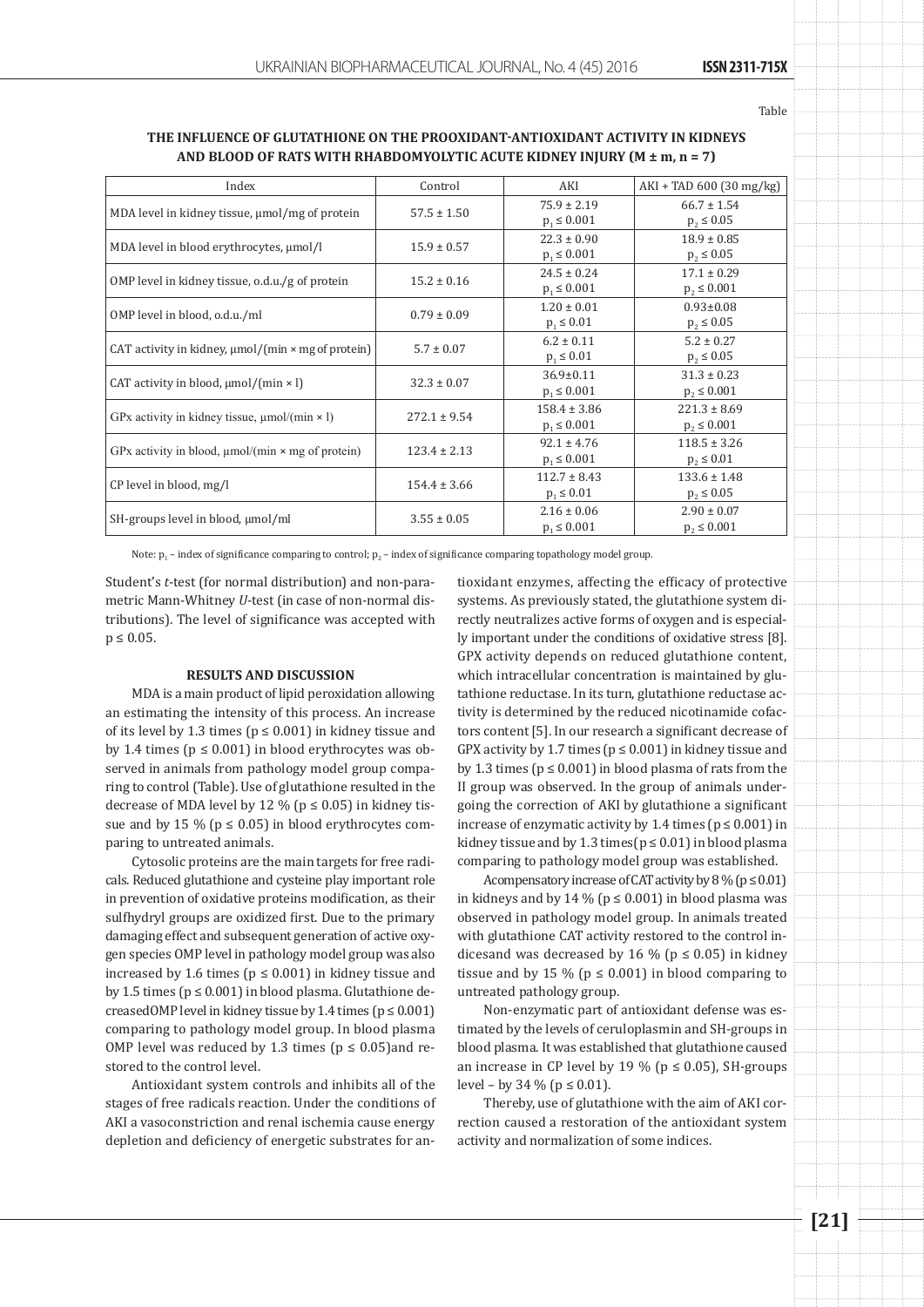Table

**THE INFLUENCE OF GLUTATHIONE ON THE PROOXIDANT-ANTIOXIDANT ACTIVITY IN KIDNEYS AND BLOOD OF RATS WITH RHABDOMYOLYTIC ACUTE KIDNEY INJURY (M ± m, n = 7)**

| Index | Control | AKI | AKI + TAD 600 (30 mg/kg) |
|---|---|---|---|
| MDA level in kidney tissue, μmol/mg of protein | 57.5 ± 1.50 | 75.9 ± 2.19 $p_1 \leq 0.001$ | 66.7 ± 1.54 $p_2 \leq 0.05$ |
| MDA level in blood erythrocytes, μmol/l | 15.9 ± 0.57 | 22.3 ± 0.90 $p_1 \leq 0.001$ | 18.9 ± 0.85 $p_2 \leq 0.05$ |
| OMP level in kidney tissue, o.d.u./g of protein | 15.2 ± 0.16 | 24.5 ± 0.24 $p_1 \leq 0.001$ | 17.1 ± 0.29 $p_2 \leq 0.001$ |
| OMP level in blood, o.d.u./ml | 0.79 ± 0.09 | 1.20 ± 0.01 $p_1 \leq 0.01$ | 0.93±0.08 $p_2 \leq 0.05$ |
| CAT activity in kidney, μmol/(min × mg of protein) | 5.7 ± 0.07 | 6.2 ± 0.11 $p_1 \leq 0.01$ | 5.2 ± 0.27 $p_2 \leq 0.05$ |
| CAT activity in blood, μmol/(min × l) | 32.3 ± 0.07 | 36.9±0.11 $p_1 \leq 0.001$ | 31.3 ± 0.23 $p_2 \leq 0.001$ |
| GPx activity in kidney tissue, μmol/(min × l) | 272.1 ± 9.54 | 158.4 ± 3.86 $p_1 \leq 0.001$ | 221.3 ± 8.69 $p_2 \leq 0.001$ |
| GPx activity in blood, μmol/(min × mg of protein) | 123.4 ± 2.13 | 92.1 ± 4.76 $p_1 \leq 0.001$ | 118.5 ± 3.26 $p_2 \leq 0.01$ |
| CP level in blood, mg/l | 154.4 ± 3.66 | 112.7 ± 8.43 $p_1 \leq 0.01$ | 133.6 ± 1.48 $p_2 \leq 0.05$ |
| SH-groups level in blood, μmol/ml | 3.55 ± 0.05 | 2.16 ± 0.06 $p_1 \leq 0.001$ | 2.90 ± 0.07 $p_2 \leq 0.001$ |

Note: $p_1$ – index of significance comparing to control; $p_2$ – index of significance comparing topathology model group.

Student's *t*-test (for normal distribution) and non-parametric Mann-Whitney *U*-test (in case of non-normal distributions). The level of significance was accepted with $p \leq 0.05$.

### RESULTS AND DISCUSSION

MDA is a main product of lipid peroxidation allowing an estimating the intensity of this process. An increase of its level by 1.3 times ($p \leq 0.001$) in kidney tissue and by 1.4 times ($p \leq 0.001$) in blood erythrocytes was observed in animals from pathology model group comparing to control (Table). Use of glutathione resulted in the decrease of MDA level by 12 % ($p \leq 0.05$) in kidney tissue and by 15 % ($p \leq 0.05$) in blood erythrocytes comparing to untreated animals.

Cytosolic proteins are the main targets for free radicals. Reduced glutathione and cysteine play important role in prevention of oxidative proteins modification, as their sulfhydryl groups are oxidized first. Due to the primary damaging effect and subsequent generation of active oxygen species OMP level in pathology model group was also increased by 1.6 times ($p \leq 0.001$) in kidney tissue and by 1.5 times ($p \leq 0.001$) in blood plasma. Glutathione decreasedOMP level in kidney tissue by 1.4 times ($p \leq 0.001$) comparing to pathology model group. In blood plasma OMP level was reduced by 1.3 times ($p \leq 0.05$)and restored to the control level.

Antioxidant system controls and inhibits all of the stages of free radicals reaction. Under the conditions of AKI a vasoconstriction and renal ischemia cause energy depletion and deficiency of energetic substrates for antioxidant enzymes, affecting the efficacy of protective systems. As previously stated, the glutathione system directly neutralizes active forms of oxygen and is especially important under the conditions of oxidative stress [8]. GPX activity depends on reduced glutathione content, which intracellular concentration is maintained by glutathione reductase. In its turn, glutathione reductase activity is determined by the reduced nicotinamide cofactors content [5]. In our research a significant decrease of GPX activity by 1.7 times ($p \leq 0.001$) in kidney tissue and by 1.3 times ($p \leq 0.001$) in blood plasma of rats from the II group was observed. In the group of animals undergoing the correction of AKI by glutathione a significant increase of enzymatic activity by 1.4 times ($p \leq 0.001$) in kidney tissue and by 1.3 times($p \leq 0.01$) in blood plasma comparing to pathology model group was established.

A compensatory increase of CAT activity by 8 % ($p \leq 0.01$) in kidneys and by 14 % ($p \leq 0.001$) in blood plasma was observed in pathology model group. In animals treated with glutathione CAT activity restored to the control indicesand was decreased by 16 % ($p \leq 0.05$) in kidney tissue and by 15 % ($p \leq 0.001$) in blood comparing to untreated pathology group.

Non-enzymatic part of antioxidant defense was estimated by the levels of ceruloplasmin and SH-groups in blood plasma. It was established that glutathione caused an increase in CP level by 19 % ($p \leq 0.05$), SH-groups level – by 34 % ($p \leq 0.01$).

Thereby, use of glutathione with the aim of AKI correction caused a restoration of the antioxidant system activity and normalization of some indices.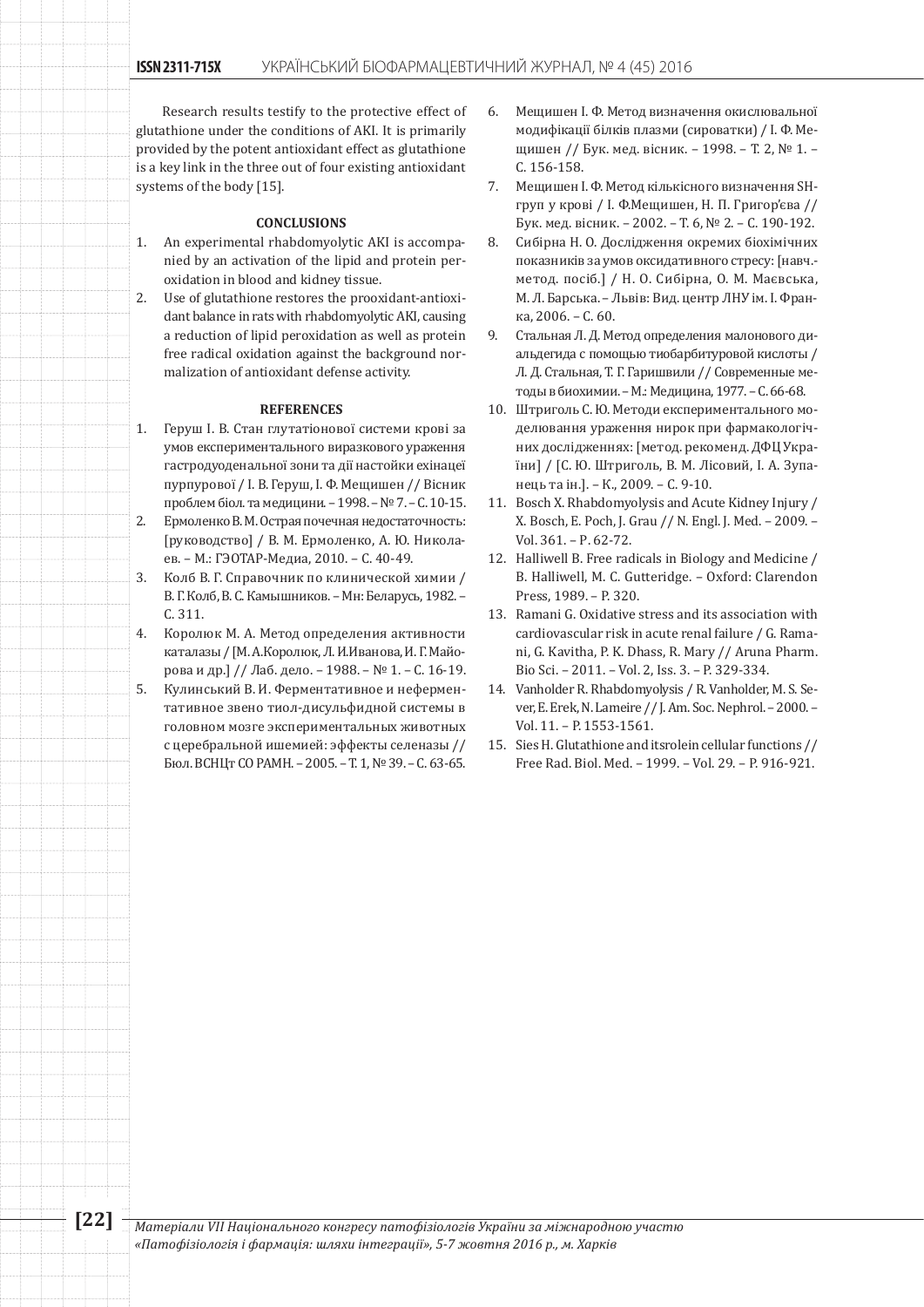Research results testify to the protective effect of glutathione under the conditions of AKI. It is primarily provided by the potent antioxidant effect as glutathione is a key link in the three out of four existing antioxidant systems of the body [15].

## CONCLUSIONS

1. An experimental rhabdomyolytic AKI is accompanied by an activation of the lipid and protein peroxidation in blood and kidney tissue.
2. Use of glutathione restores the prooxidant-antioxidant balance in rats with rhabdomyolytic AKI, causing a reduction of lipid peroxidation as well as protein free radical oxidation against the background normalization of antioxidant defense activity.

## REFERENCES

1. Геруш І. В. Стан глутатіонової системи крові за умов експериментального виразкового ураження гастродуоденальної зони та дії настойки ехінацеї пурпурової / І. В. Геруш, І. Ф. Мещишен // Вісник проблем біол. та медицини. – 1998. – № 7. – С. 10-15.
2. Ермоленко В. М. Острая почечная недостаточность: [руководство] / В. М. Ермоленко, А. Ю. Николаев. – М.: ГЭОТАР-Медиа, 2010. – С. 40-49.
3. Колб В. Г. Справочник по клинической химии / В. Г. Колб, В. С. Камышников. – Мн: Беларусь, 1982. – С. 311.
4. Королюк М. А. Метод определения активности каталазы / [М. А.Королюк, Л. И.Иванова, И. Г. Майорова и др.] // Лаб. дело. – 1988. – № 1. – С. 16-19.
5. Кулинський В. И. Ферментативное и неферментативное звено тиол-дисульфидной системы в головном мозге экспериментальных животных с церебральной ишемией: эффекты селеназы // Бюл. ВСНЦт СО РАМН. – 2005. – Т. 1, № 39. – С. 63-65.
6. Мещишен І. Ф. Метод визначення окислювальної модифікації білків плазми (сироватки) / І. Ф. Мещишен // Бук. мед. вісник. – 1998. – Т. 2, № 1. – С. 156-158.
7. Мещишен І. Ф. Метод кількісного визначення SH-груп у крові / І. Ф.Мещишен, Н. П. Григор'єва // Бук. мед. вісник. – 2002. – Т. 6, № 2. – С. 190-192.
8. Сибірна Н. О. Дослідження окремих біохімічних показників за умов оксидативного стресу: [навч.-метод. посіб.] / Н. О. Сибірна, О. М. Маєвська, М. Л. Барська. – Львів: Вид. центр ЛНУ ім. І. Франка, 2006. – С. 60.
9. Стальная Л. Д. Метод определения малонового диальдегида с помощью тиобарбитуровой кислоты / Л. Д. Стальная, Т. Г. Гаришвили // Современные методы в биохимии. – М.: Медицина, 1977. – С. 66-68.
10. Штриголь С. Ю. Методи експериментального моделювання ураження нирок при фармакологічних дослідженнях: [метод. рекоменд. ДФЦ України] / [С. Ю. Штриголь, В. М. Лісовий, І. А. Зупанець та ін.]. – К., 2009. – С. 9-10.
11. Bosch X. Rhabdomyolysis and Acute Kidney Injury / X. Bosch, E. Poch, J. Grau // N. Engl. J. Med. – 2009. – Vol. 361. – P. 62-72.
12. Halliwell B. Free radicals in Biology and Medicine / B. Halliwell, M. C. Gutteridge. – Oxford: Clarendon Press, 1989. – P. 320.
13. Ramani G. Oxidative stress and its association with cardiovascular risk in acute renal failure / G. Ramani, G. Kavitha, P. K. Dhass, R. Mary // Aruna Pharm. Bio Sci. – 2011. – Vol. 2, Iss. 3. – P. 329-334.
14. Vanholder R. Rhabdomyolysis / R. Vanholder, M. S. Sever, E. Erek, N. Lameire // J. Am. Soc. Nephrol. – 2000. – Vol. 11. – P. 1553-1561.
15. Sies H. Glutathione and itsrolein cellular functions // Free Rad. Biol. Med. – 1999. – Vol. 29. – P. 916-921.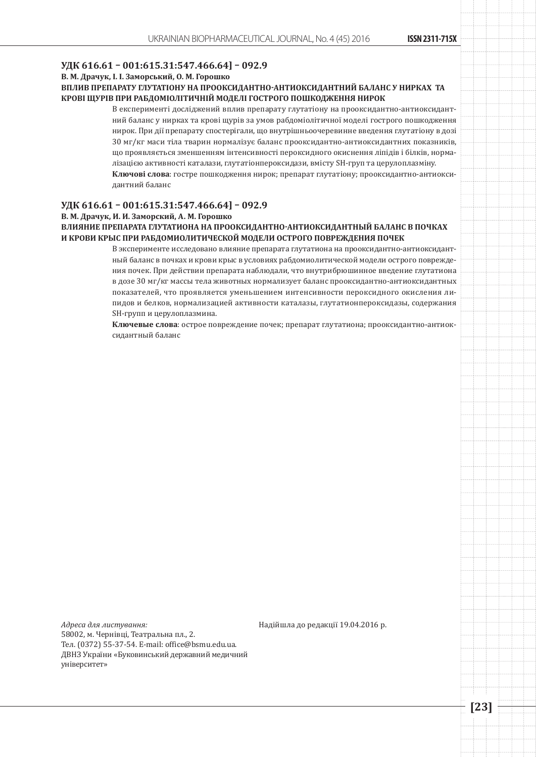**УДК 616.61 – 001:615.31:547.466.64] – 092.9**

**В. М. Драчук, І. І. Заморський, О. М. Горошко**

**ВПЛИВ ПРЕПАРАТУ ГЛУТАТІОНУ НА ПРООКСИДАНТНО-АНТИОКСИДАНТНИЙ БАЛАНС У НИРКАХ ТА КРОВІ ЩУРІВ ПРИ РАБДОМІОЛІТИЧНІЙ МОДЕЛІ ГОСТРОГО ПОШКОДЖЕННЯ НИРОК**

В експерименті досліджений вплив препарату глутатіону на прооксидантно-антиоксидантний баланс у нирках та крові щурів за умов рабдоміолітичної моделі гострого пошкодження нирок. При дії препарату спостерігали, що внутрішньоочеревинне введення глутатіону в дозі 30 мг/кг маси тіла тварин нормалізує баланс прооксидантно-антиоксидантних показників, що проявляється зменшенням інтенсивності пероксидного окиснення ліпідів і білків, нормалізацією активності каталази, глутатіонпероксидази, вмісту SH-груп та церулоплазміну.

**Ключові слова**: гостре пошкодження нирок; препарат глутатіону; прооксидантно-антиоксидантний баланс

**УДК 616.61 – 001:615.31:547.466.64] – 092.9**

**В. М. Драчук, И. И. Заморский, А. М. Горошко**

**ВЛИЯНИЕ ПРЕПАРАТА ГЛУТАТИОНА НА ПРООКСИДАНТНО-АНТИОКСИДАНТНЫЙ БАЛАНС В ПОЧКАХ И КРОВИ КРЫС ПРИ РАБДОМИОЛИТИЧЕСКОЙ МОДЕЛИ ОСТРОГО ПОВРЕЖДЕНИЯ ПОЧЕК**

В эксперименте исследовано влияние препарата глутатиона на прооксидантно-антиоксидантный баланс в почках и крови крыс в условиях рабдомиолитической модели острого повреждения почек. При действии препарата наблюдали, что внутрибрюшинное введение глутатиона в дозе 30 мг/кг массы тела животных нормализует баланс прооксидантно-антиоксидантных показателей, что проявляется уменьшением интенсивности пероксидного окисления липидов и белков, нормализацией активности каталазы, глутатионпероксидазы, содержания SH-групп и церулоплазмина.

**Ключевые слова**: острое повреждение почек; препарат глутатиона; прооксидантно-антиоксидантный баланс

*Адреса для листування:*
58002, м. Чернівці, Театральна пл., 2.
Тел. (0372) 55-37-54. E-mail: office@bsmu.edu.ua.
ДВНЗ України «Буковинський державний медичний університет»

Надійшла до редакції 19.04.2016 р.